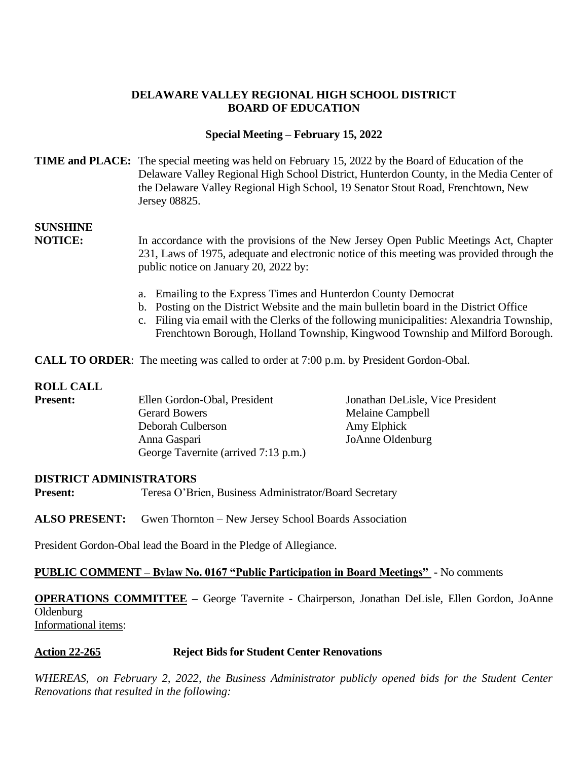# DELAWARE VALLEY REGIONAL HIGH SCHOOL DISTRICT
# BOARD OF EDUCATION

## Special Meeting – February 15, 2022

**TIME and PLACE:** The special meeting was held on February 15, 2022 by the Board of Education of the Delaware Valley Regional High School District, Hunterdon County, in the Media Center of the Delaware Valley Regional High School, 19 Senator Stout Road, Frenchtown, New Jersey 08825.

**SUNSHINE NOTICE:** In accordance with the provisions of the New Jersey Open Public Meetings Act, Chapter 231, Laws of 1975, adequate and electronic notice of this meeting was provided through the public notice on January 20, 2022 by:

a. Emailing to the Express Times and Hunterdon County Democrat
b. Posting on the District Website and the main bulletin board in the District Office
c. Filing via email with the Clerks of the following municipalities: Alexandria Township, Frenchtown Borough, Holland Township, Kingwood Township and Milford Borough.

**CALL TO ORDER**: The meeting was called to order at 7:00 p.m. by President Gordon-Obal.

**ROLL CALL**

**Present:**

Ellen Gordon-Obal, President
Jonathan DeLisle, Vice President
Gerard Bowers
Melaine Campbell
Deborah Culberson
Amy Elphick
Anna Gaspari
JoAnne Oldenburg
George Tavernite (arrived 7:13 p.m.)

**DISTRICT ADMINISTRATORS**

**Present:** Teresa O'Brien, Business Administrator/Board Secretary

**ALSO PRESENT:** Gwen Thornton – New Jersey School Boards Association

President Gordon-Obal lead the Board in the Pledge of Allegiance.

**PUBLIC COMMENT – Bylaw No. 0167 "Public Participation in Board Meetings"** - No comments

**OPERATIONS COMMITTEE** – George Tavernite - Chairperson, Jonathan DeLisle, Ellen Gordon, JoAnne Oldenburg

Informational items:

**Action 22-265 Reject Bids for Student Center Renovations**

*WHEREAS, on February 2, 2022, the Business Administrator publicly opened bids for the Student Center Renovations that resulted in the following:*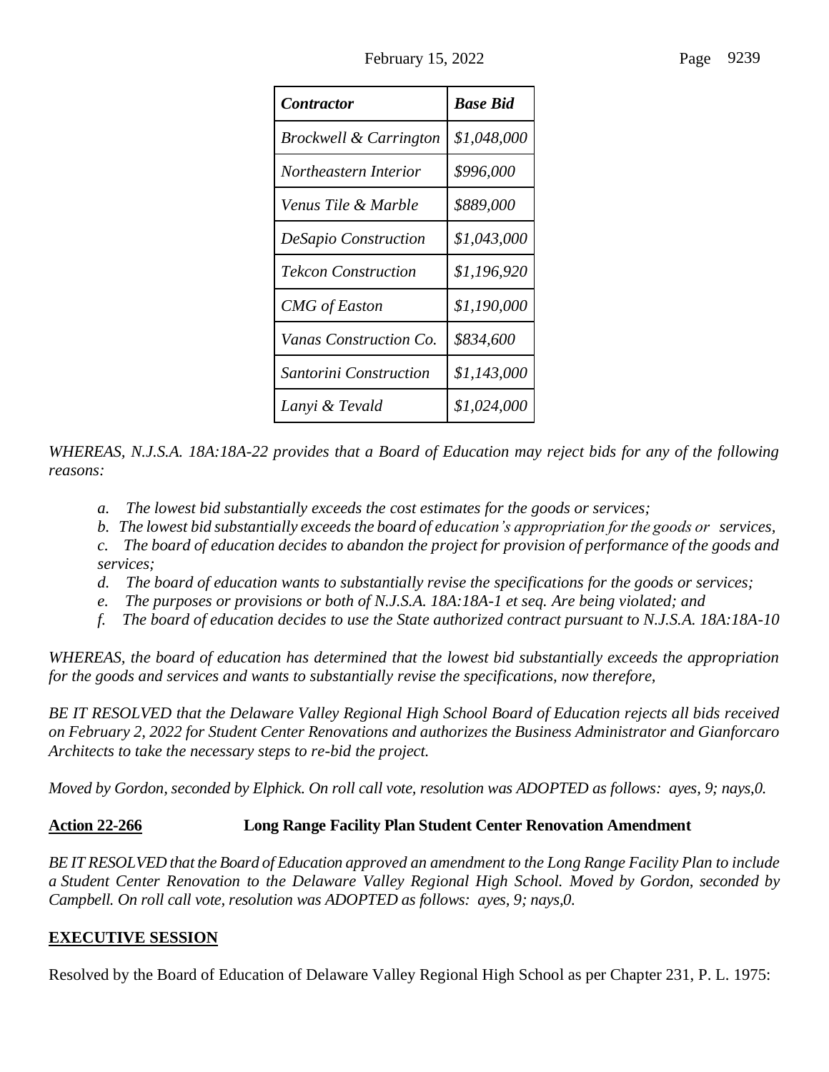| *Contractor* | *Base Bid* |
|---|---|
| *Brockwell & Carrington* | *$1,048,000* |
| *Northeastern Interior* | *$996,000* |
| *Venus Tile & Marble* | *$889,000* |
| *DeSapio Construction* | *$1,043,000* |
| *Tekcon Construction* | *$1,196,920* |
| *CMG of Easton* | *$1,190,000* |
| *Vanas Construction Co.* | *$834,600* |
| *Santorini Construction* | *$1,143,000* |
| *Lanyi & Tevald* | *$1,024,000* |

*WHEREAS, N.J.S.A. 18A:18A-22 provides that a Board of Education may reject bids for any of the following reasons:*

- *a. The lowest bid substantially exceeds the cost estimates for the goods or services;*
- *b. The lowest bid substantially exceeds the board of education's appropriation for the goods or services,*
- *c. The board of education decides to abandon the project for provision of performance of the goods and services;*
- *d. The board of education wants to substantially revise the specifications for the goods or services;*
- *e. The purposes or provisions or both of N.J.S.A. 18A:18A-1 et seq. Are being violated; and*
- *f. The board of education decides to use the State authorized contract pursuant to N.J.S.A. 18A:18A-10*

*WHEREAS, the board of education has determined that the lowest bid substantially exceeds the appropriation for the goods and services and wants to substantially revise the specifications, now therefore,*

*BE IT RESOLVED that the Delaware Valley Regional High School Board of Education rejects all bids received on February 2, 2022 for Student Center Renovations and authorizes the Business Administrator and Gianforcaro Architects to take the necessary steps to re-bid the project.*

*Moved by Gordon, seconded by Elphick. On roll call vote, resolution was ADOPTED as follows: ayes, 9; nays,0.*

**<u>Action 22-266</u>** **Long Range Facility Plan Student Center Renovation Amendment**

*BE IT RESOLVED that the Board of Education approved an amendment to the Long Range Facility Plan to include a Student Center Renovation to the Delaware Valley Regional High School. Moved by Gordon, seconded by Campbell. On roll call vote, resolution was ADOPTED as follows: ayes, 9; nays,0.*

**<u>EXECUTIVE SESSION</u>**

Resolved by the Board of Education of Delaware Valley Regional High School as per Chapter 231, P. L. 1975: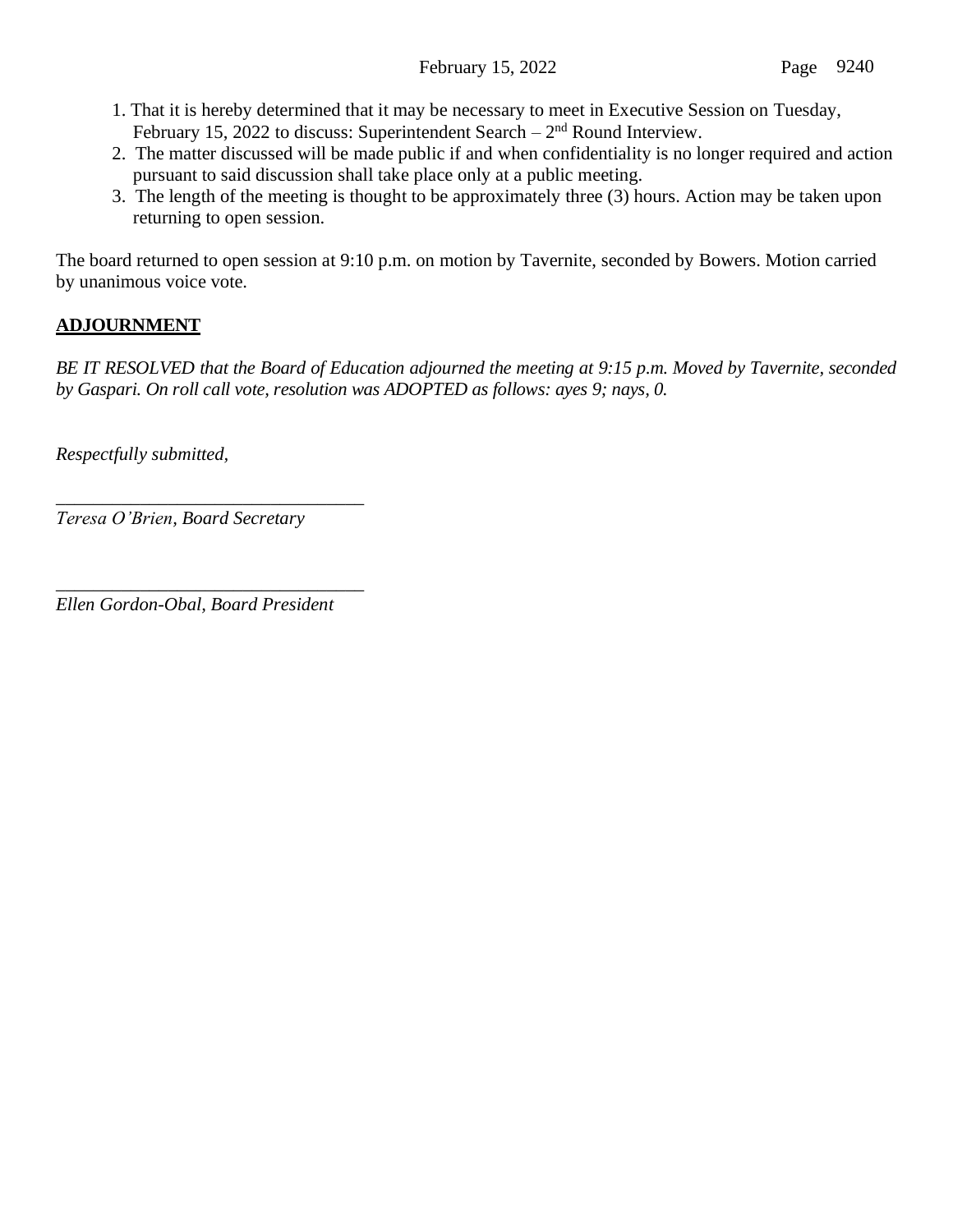1. That it is hereby determined that it may be necessary to meet in Executive Session on Tuesday, February 15, 2022 to discuss: Superintendent Search – 2nd Round Interview.
2. The matter discussed will be made public if and when confidentiality is no longer required and action pursuant to said discussion shall take place only at a public meeting.
3. The length of the meeting is thought to be approximately three (3) hours. Action may be taken upon returning to open session.

The board returned to open session at 9:10 p.m. on motion by Tavernite, seconded by Bowers. Motion carried by unanimous voice vote.

**ADJOURNMENT**

*BE IT RESOLVED that the Board of Education adjourned the meeting at 9:15 p.m. Moved by Tavernite, seconded by Gaspari. On roll call vote, resolution was ADOPTED as follows: ayes 9; nays, 0.*

*Respectfully submitted,*

_________________________________
*Teresa O'Brien, Board Secretary*

_________________________________
*Ellen Gordon-Obal, Board President*